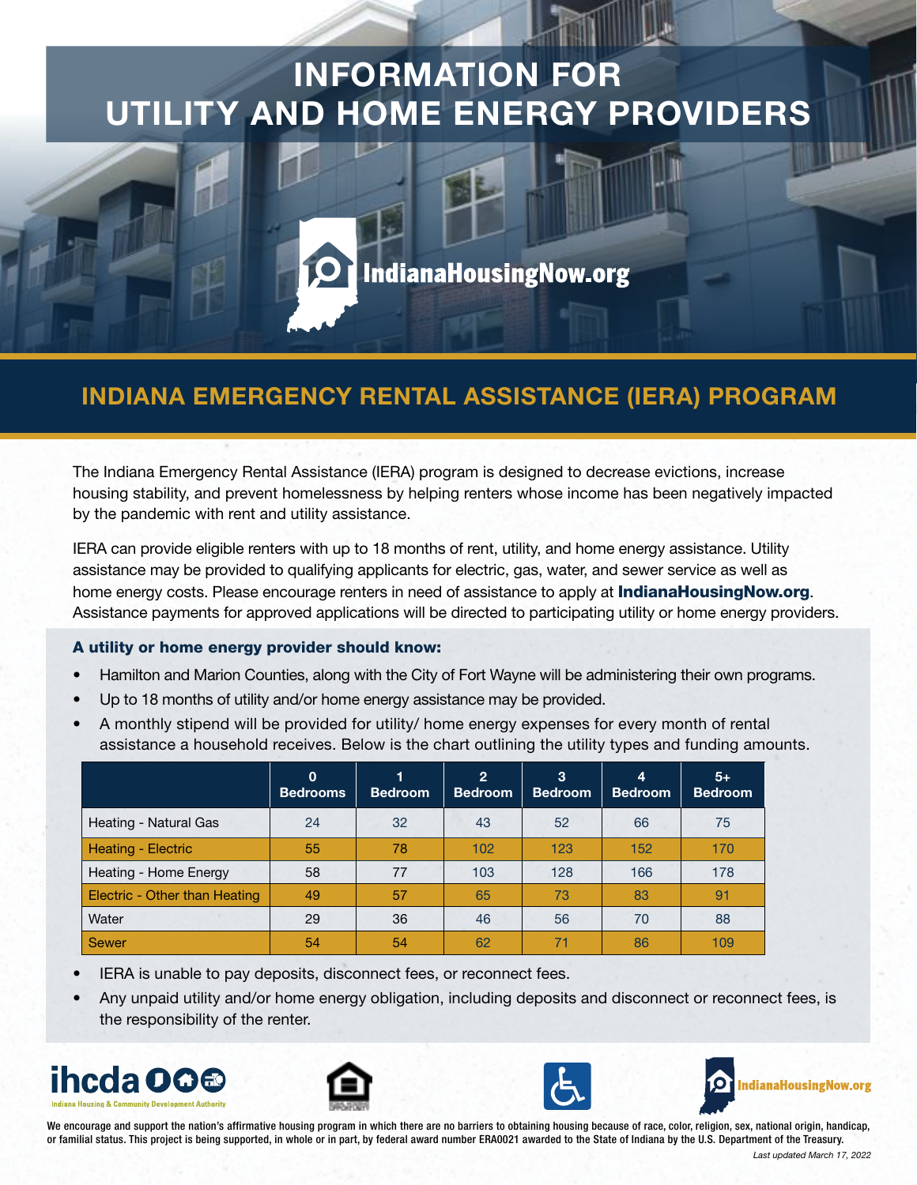# INFORMATION FOR UTILITY AND HOME ENERGY PROVIDERS

IndianaHousingNow.org

## INDIANA EMERGENCY RENTAL ASSISTANCE (IERA) PROGRAM

The Indiana Emergency Rental Assistance (IERA) program is designed to decrease evictions, increase housing stability, and prevent homelessness by helping renters whose income has been negatively impacted by the pandemic with rent and utility assistance.

IERA can provide eligible renters with up to 18 months of rent, utility, and home energy assistance. Utility assistance may be provided to qualifying applicants for electric, gas, water, and sewer service as well as home energy costs. Please encourage renters in need of assistance to apply at **IndianaHousingNow.org**. Assistance payments for approved applications will be directed to participating utility or home energy providers.

### A utility or home energy provider should know:

- Hamilton and Marion Counties, along with the City of Fort Wayne will be administering their own programs.
- Up to 18 months of utility and/or home energy assistance may be provided.
- A monthly stipend will be provided for utility/ home energy expenses for every month of rental assistance a household receives. Below is the chart outlining the utility types and funding amounts.

| | 0 Bedrooms | 1 Bedroom | 2 Bedroom | 3 Bedroom | 4 Bedroom | 5+ Bedroom |
|---|---|---|---|---|---|---|
| Heating - Natural Gas | 24 | 32 | 43 | 52 | 66 | 75 |
| Heating - Electric | 55 | 78 | 102 | 123 | 152 | 170 |
| Heating - Home Energy | 58 | 77 | 103 | 128 | 166 | 178 |
| Electric - Other than Heating | 49 | 57 | 65 | 73 | 83 | 91 |
| Water | 29 | 36 | 46 | 56 | 70 | 88 |
| Sewer | 54 | 54 | 62 | 71 | 86 | 109 |

- IERA is unable to pay deposits, disconnect fees, or reconnect fees.
- Any unpaid utility and/or home energy obligation, including deposits and disconnect or reconnect fees, is the responsibility of the renter.

ihcda — Indiana Housing & Community Development Authority

IndianaHousingNow.org

We encourage and support the nation's affirmative housing program in which there are no barriers to obtaining housing because of race, color, religion, sex, national origin, handicap, or familial status. This project is being supported, in whole or in part, by federal award number ERA0021 awarded to the State of Indiana by the U.S. Department of the Treasury.

*Last updated March 17, 2022*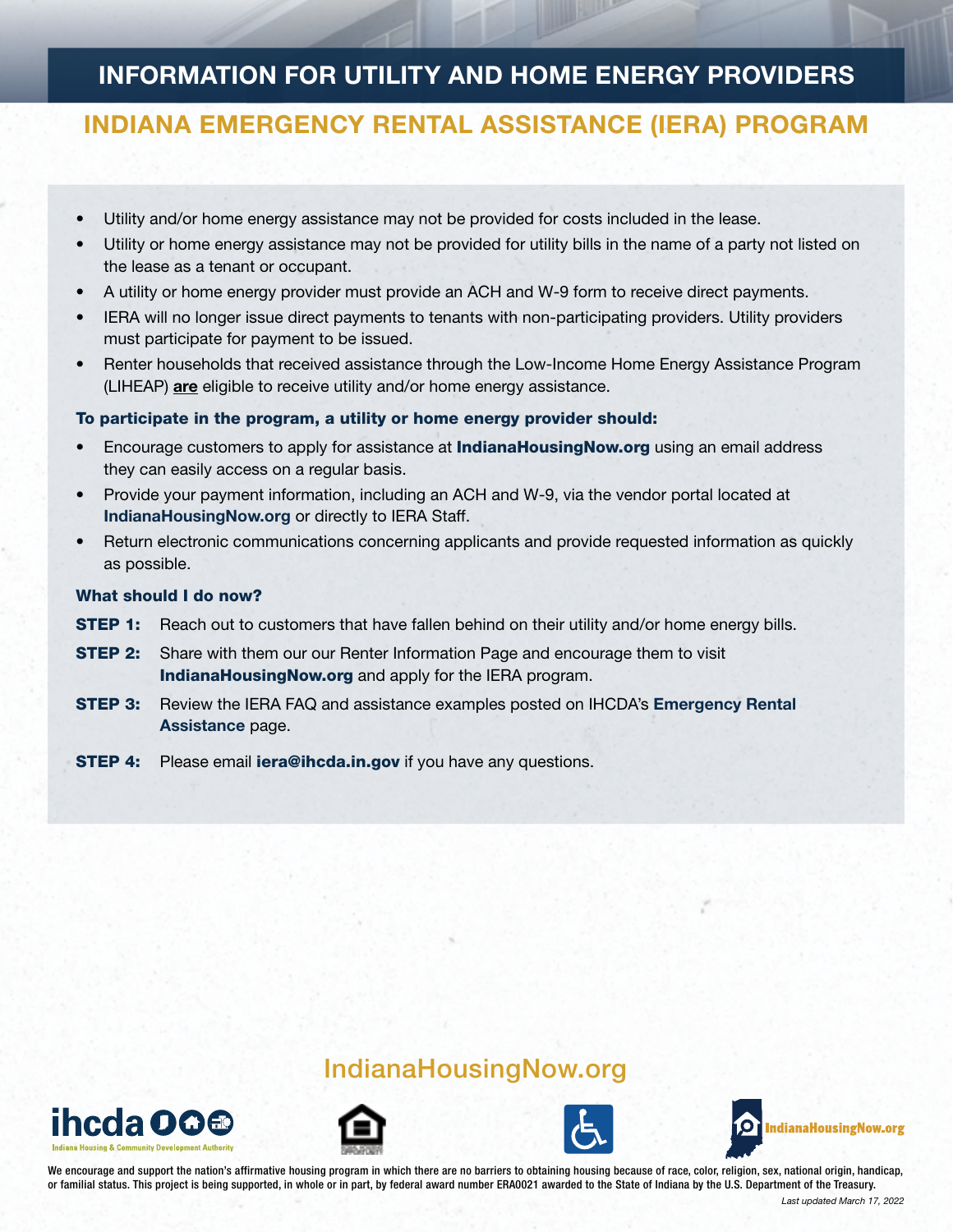# INFORMATION FOR UTILITY AND HOME ENERGY PROVIDERS

## INDIANA EMERGENCY RENTAL ASSISTANCE (IERA) PROGRAM

- Utility and/or home energy assistance may not be provided for costs included in the lease.
- Utility or home energy assistance may not be provided for utility bills in the name of a party not listed on the lease as a tenant or occupant.
- A utility or home energy provider must provide an ACH and W-9 form to receive direct payments.
- IERA will no longer issue direct payments to tenants with non-participating providers. Utility providers must participate for payment to be issued.
- Renter households that received assistance through the Low-Income Home Energy Assistance Program (LIHEAP) **are** eligible to receive utility and/or home energy assistance.

### To participate in the program, a utility or home energy provider should:

- Encourage customers to apply for assistance at **IndianaHousingNow.org** using an email address they can easily access on a regular basis.
- Provide your payment information, including an ACH and W-9, via the vendor portal located at **IndianaHousingNow.org** or directly to IERA Staff.
- Return electronic communications concerning applicants and provide requested information as quickly as possible.

### What should I do now?

**STEP 1:** Reach out to customers that have fallen behind on their utility and/or home energy bills.

**STEP 2:** Share with them our our Renter Information Page and encourage them to visit **IndianaHousingNow.org** and apply for the IERA program.

**STEP 3:** Review the IERA FAQ and assistance examples posted on IHCDA's **Emergency Rental Assistance** page.

**STEP 4:** Please email **iera@ihcda.in.gov** if you have any questions.

IndianaHousingNow.org

ihcda Indiana Housing & Community Development Authority

IndianaHousingNow.org

We encourage and support the nation's affirmative housing program in which there are no barriers to obtaining housing because of race, color, religion, sex, national origin, handicap, or familial status. This project is being supported, in whole or in part, by federal award number ERA0021 awarded to the State of Indiana by the U.S. Department of the Treasury.

*Last updated March 17, 2022*